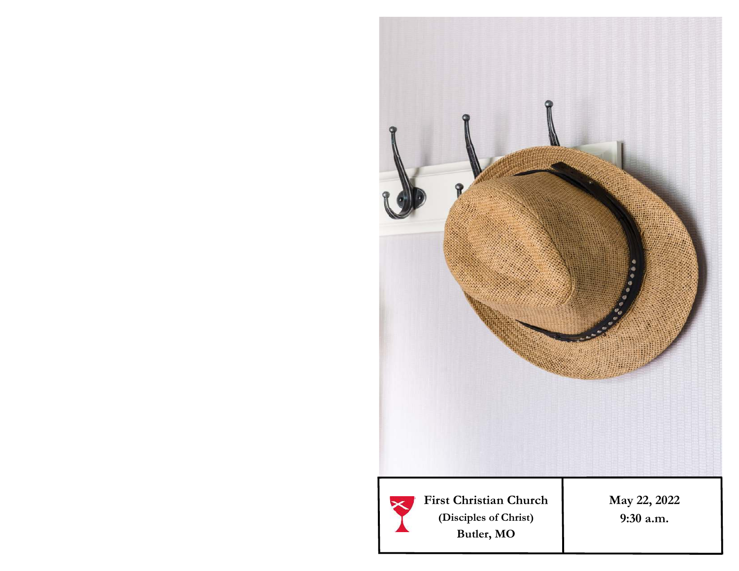**First Christian Church**
**(Disciples of Christ)**
**Butler, MO**

**May 22, 2022**
**9:30 a.m.**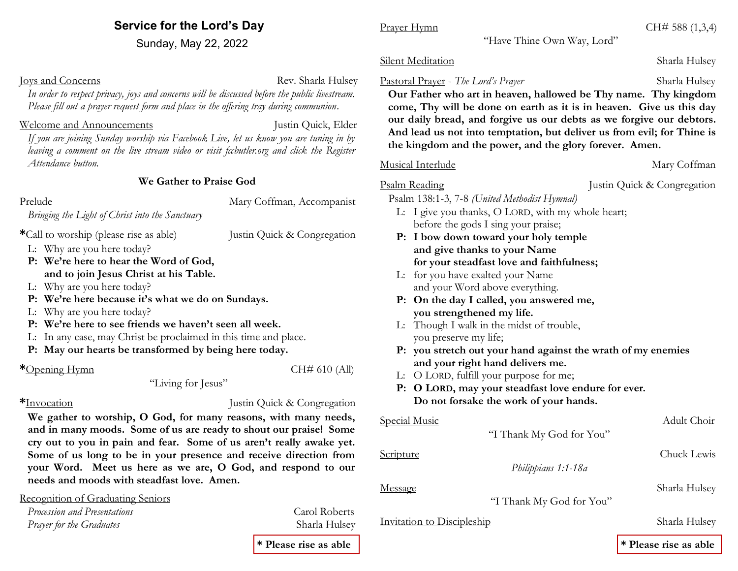# Service for the Lord's Day

Sunday, May 22, 2022

Joys and Concerns — Rev. Sharla Hulsey

*In order to respect privacy, joys and concerns will be discussed before the public livestream. Please fill out a prayer request form and place in the offering tray during communion.*

Welcome and Announcements — Justin Quick, Elder

*If you are joining Sunday worship via Facebook Live, let us know you are tuning in by leaving a comment on the live stream video or visit fccbutler.org and click the Register Attendance button.*

## We Gather to Praise God

Prelude — Mary Coffman, Accompanist

*Bringing the Light of Christ into the Sanctuary*

\*Call to worship (please rise as able) — Justin Quick & Congregation

L: Why are you here today?
**P: We're here to hear the Word of God, and to join Jesus Christ at his Table.**
L: Why are you here today?
**P: We're here because it's what we do on Sundays.**
L: Why are you here today?
**P: We're here to see friends we haven't seen all week.**
L: In any case, may Christ be proclaimed in this time and place.
**P: May our hearts be transformed by being here today.**

\*Opening Hymn — CH# 610 (All)

"Living for Jesus"

\*Invocation — Justin Quick & Congregation

**We gather to worship, O God, for many reasons, with many needs, and in many moods. Some of us are ready to shout our praise! Some cry out to you in pain and fear. Some of us aren't really awake yet. Some of us long to be in your presence and receive direction from your Word. Meet us here as we are, O God, and respond to our needs and moods with steadfast love. Amen.**

Recognition of Graduating Seniors

*Procession and Presentations* — Carol Roberts
*Prayer for the Graduates* — Sharla Hulsey

**\* Please rise as able**

Prayer Hymn — CH# 588 (1,3,4)

"Have Thine Own Way, Lord"

Silent Meditation — Sharla Hulsey

Pastoral Prayer - *The Lord's Prayer* — Sharla Hulsey

**Our Father who art in heaven, hallowed be Thy name. Thy kingdom come, Thy will be done on earth as it is in heaven. Give us this day our daily bread, and forgive us our debts as we forgive our debtors. And lead us not into temptation, but deliver us from evil; for Thine is the kingdom and the power, and the glory forever. Amen.**

Musical Interlude — Mary Coffman

Psalm Reading — Justin Quick & Congregation

Psalm 138:1-3, 7-8 *(United Methodist Hymnal)*

L: I give you thanks, O LORD, with my whole heart; before the gods I sing your praise;
**P: I bow down toward your holy temple and give thanks to your Name for your steadfast love and faithfulness;**
L: for you have exalted your Name and your Word above everything.
**P: On the day I called, you answered me, you strengthened my life.**
L: Though I walk in the midst of trouble, you preserve my life;
**P: you stretch out your hand against the wrath of my enemies and your right hand delivers me.**
L: O LORD, fulfill your purpose for me;
**P: O LORD, may your steadfast love endure for ever. Do not forsake the work of your hands.**

Special Music — Adult Choir

"I Thank My God for You"

Scripture — Chuck Lewis

*Philippians 1:1-18a*

Message — Sharla Hulsey

"I Thank My God for You"

Invitation to Discipleship — Sharla Hulsey

**\* Please rise as able**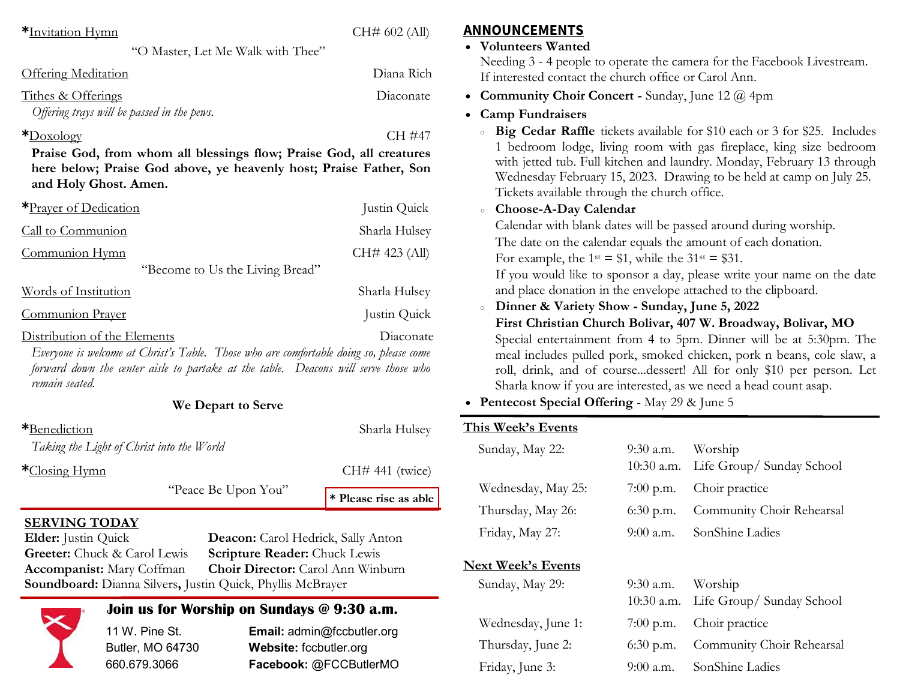*Invitation Hymn — CH# 602 (All)

"O Master, Let Me Walk with Thee"

Offering Meditation — Diana Rich

Tithes & Offerings — Diaconate

*Offering trays will be passed in the pews.*

*Doxology — CH #47

**Praise God, from whom all blessings flow; Praise God, all creatures here below; Praise God above, ye heavenly host; Praise Father, Son and Holy Ghost. Amen.**

*Prayer of Dedication — Justin Quick

Call to Communion — Sharla Hulsey

Communion Hymn — CH# 423 (All)

"Become to Us the Living Bread"

Words of Institution — Sharla Hulsey

Communion Prayer — Justin Quick

Distribution of the Elements — Diaconate

*Everyone is welcome at Christ's Table. Those who are comfortable doing so, please come forward down the center aisle to partake at the table. Deacons will serve those who remain seated.*

**We Depart to Serve**

*Benediction — Sharla Hulsey

*Taking the Light of Christ into the World*

*Closing Hymn — CH# 441 (twice)

"Peace Be Upon You"

**\* Please rise as able**

## SERVING TODAY

**Elder:** Justin Quick
**Deacon:** Carol Hedrick, Sally Anton
**Greeter:** Chuck & Carol Lewis
**Scripture Reader:** Chuck Lewis
**Accompanist:** Mary Coffman
**Choir Director:** Carol Ann Winburn
**Soundboard:** Dianna Silvers, Justin Quick, Phyllis McBrayer

## Join us for Worship on Sundays @ 9:30 a.m.

11 W. Pine St.
Butler, MO 64730
660.679.3066

**Email:** admin@fccbutler.org
**Website:** fccbutler.org
**Facebook:** @FCCButlerMO

## ANNOUNCEMENTS

- **Volunteers Wanted**
  Needing 3 - 4 people to operate the camera for the Facebook Livestream. If interested contact the church office or Carol Ann.
- **Community Choir Concert -** Sunday, June 12 @ 4pm
- **Camp Fundraisers**
  - **Big Cedar Raffle** tickets available for $10 each or 3 for $25. Includes 1 bedroom lodge, living room with gas fireplace, king size bedroom with jetted tub. Full kitchen and laundry. Monday, February 13 through Wednesday February 15, 2023. Drawing to be held at camp on July 25. Tickets available through the church office.
  - **Choose-A-Day Calendar**
    Calendar with blank dates will be passed around during worship.
    The date on the calendar equals the amount of each donation.
    For example, the 1st = $1, while the 31st = $31.
    If you would like to sponsor a day, please write your name on the date and place donation in the envelope attached to the clipboard.
  - **Dinner & Variety Show - Sunday, June 5, 2022**
    **First Christian Church Bolivar, 407 W. Broadway, Bolivar, MO**
    Special entertainment from 4 to 5pm. Dinner will be at 5:30pm. The meal includes pulled pork, smoked chicken, pork n beans, cole slaw, a roll, drink, and of course...dessert! All for only $10 per person. Let Sharla know if you are interested, as we need a head count asap.
- **Pentecost Special Offering** - May 29 & June 5

## This Week's Events

| | | |
|---|---|---|
| Sunday, May 22: | 9:30 a.m. | Worship |
| | 10:30 a.m. | Life Group/ Sunday School |
| Wednesday, May 25: | 7:00 p.m. | Choir practice |
| Thursday, May 26: | 6:30 p.m. | Community Choir Rehearsal |
| Friday, May 27: | 9:00 a.m. | SonShine Ladies |

## Next Week's Events

| | | |
|---|---|---|
| Sunday, May 29: | 9:30 a.m. | Worship |
| | 10:30 a.m. | Life Group/ Sunday School |
| Wednesday, June 1: | 7:00 p.m. | Choir practice |
| Thursday, June 2: | 6:30 p.m. | Community Choir Rehearsal |
| Friday, June 3: | 9:00 a.m. | SonShine Ladies |